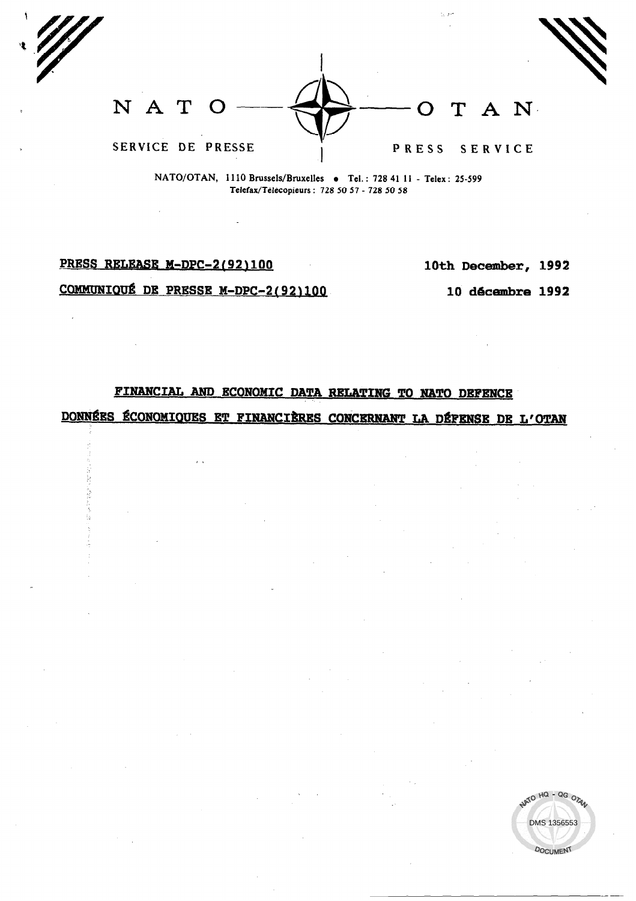NATO — OTAN

SERVICE DE PRESSE — PRESS SERVICE

NATO/OTAN, 1110 Brussels/Bruxelles • Tel.: 728 41 11 - Telex: 25-599
Telefax/Télécopieurs: 728 50 57 - 728 50 58

**PRESS RELEASE M-DPC-2(92)100** — **10th December, 1992**

**COMMUNIQUÉ DE PRESSE M-DPC-2(92)100** — **10 décembre 1992**

# FINANCIAL AND ECONOMIC DATA RELATING TO NATO DEFENCE

# DONNÉES ÉCONOMIQUES ET FINANCIÈRES CONCERNANT LA DÉFENSE DE L'OTAN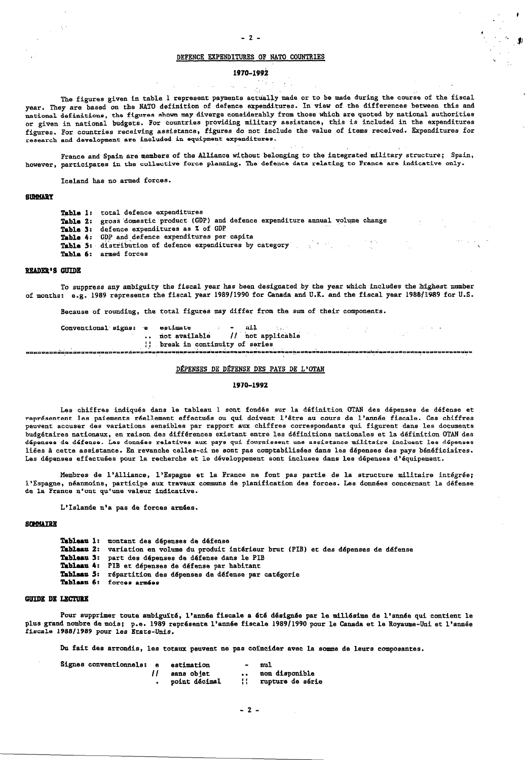## DEFENCE EXPENDITURES OF NATO COUNTRIES

### 1970-1992

The figures given in table 1 represent payments actually made or to be made during the course of the fiscal year. They are based on the NATO definition of defence expenditures. In view of the differences between this and national definitions, the figures shown may diverge considerably from those which are quoted by national authorities or given in national budgets. For countries providing military assistance, this is included in the expenditures figures. For countries receiving assistance, figures do not include the value of items received. Expenditures for research and development are included in equipment expenditures.

France and Spain are members of the Alliance without belonging to the integrated military structure; Spain, however, participates in the collective force planning. The defence data relating to France are indicative only.

Iceland has no armed forces.

**SUMMARY**

**Table 1:** total defence expenditures
**Table 2:** gross domestic product (GDP) and defence expenditure annual volume change
**Table 3:** defence expenditures as % of GDP
**Table 4:** GDP and defence expenditures per capita
**Table 5:** distribution of defence expenditures by category
**Table 6:** armed forces

**READER'S GUIDE**

To suppress any ambiguity the fiscal year has been designated by the year which includes the highest number of months: e.g. 1989 represents the fiscal year 1989/1990 for Canada and U.K. and the fiscal year 1988/1989 for U.S.

Because of rounding, the total figures may differ from the sum of their components.

Conventional signs:
- e estimate
- \- nil
- .. not available
- // not applicable
- ¦¦ break in continuity of series

---

## DÉPENSES DE DÉFENSE DES PAYS DE L'OTAN

### 1970-1992

Les chiffres indiqués dans le tableau 1 sont fondés sur la définition OTAN des dépenses de défense et représentent les paiements réellement effectués ou qui doivent l'être au cours de l'année fiscale. Ces chiffres peuvent accuser des variations sensibles par rapport aux chiffres correspondants qui figurent dans les documents budgétaires nationaux, en raison des différences existant entre les définitions nationales et la définition OTAN des dépenses de défense. Les données relatives aux pays qui fournissent une assistance militaire incluent les dépenses liées à cette assistance. En revanche celles-ci ne sont pas comptabilisées dans les dépenses des pays bénéficiaires. Les dépenses effectuées pour la recherche et le développement sont incluses dans les dépenses d'équipement.

Membres de l'Alliance, l'Espagne et la France ne font pas partie de la structure militaire intégrée; l'Espagne, néanmoins, participe aux travaux communs de planification des forces. Les données concernant la défense de la France n'ont qu'une valeur indicative.

L'Islande n'a pas de forces armées.

**SOMMAIRE**

**Tableau 1:** montant des dépenses de défense
**Tableau 2:** variation en volume du produit intérieur brut (PIB) et des dépenses de défense
**Tableau 3:** part des dépenses de défense dans le PIB
**Tableau 4:** PIB et dépenses de défense par habitant
**Tableau 5:** répartition des dépenses de défense par catégorie
**Tableau 6:** forces armées

**GUIDE DE LECTURE**

Pour supprimer toute ambiguïté, l'année fiscale a été désignée par le millésime de l'année qui contient le plus grand nombre de mois; p.e. 1989 représente l'année fiscale 1989/1990 pour le Canada et le Royaume-Uni et l'année fiscale 1988/1989 pour les Etats-Unis.

Du fait des arrondis, les totaux peuvent ne pas coïncider avec la somme de leurs composantes.

Signes conventionnels:
- e estimation
- \- nul
- // sans objet
- .. non disponible
- . point décimal
- ¦¦ rupture de série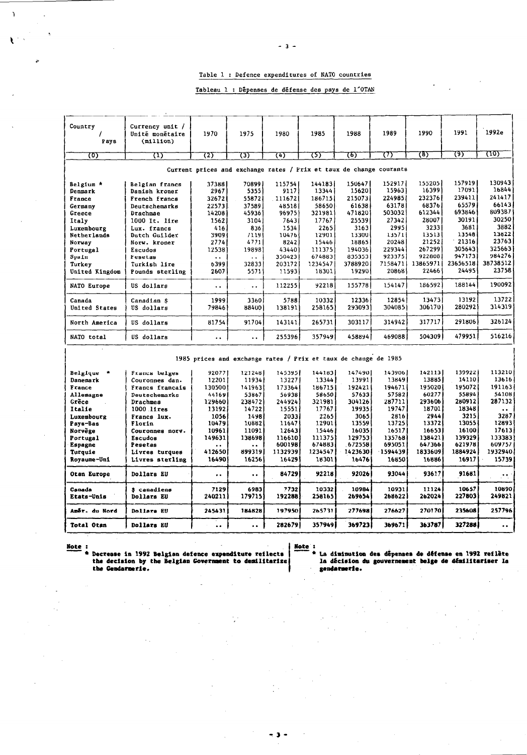Table 1 : Defence expenditures of NATO countries

Tableau 1 : Dépenses de défense des pays de l'OTAN

| Country / Pays | Currency unit / Unité monétaire (million) | 1970 | 1975 | 1980 | 1985 | 1988 | 1989 | 1990 | 1991 | 1992e |
|---|---|---|---|---|---|---|---|---|---|---|
| (0) | (1) | (2) | (3) | (4) | (5) | (6) | (7) | (8) | (9) | (10) |
| Current prices and exchange rates / Prix et taux de change courants | | | | | | | | | | |
| Belgium * | Belgian francs | 37388 | 70899 | 115754 | 144183 | 150647 | 152917 | 155205 | 157919 | 130943 |
| Denmark | Danish kroner | 2967 | 5355 | 9117 | 13344 | 15620 | 15963 | 16399 | 17091 | 16844 |
| France | French francs | 32672 | 55872 | 111672 | 186715 | 215073 | 224985 | 232376 | 239411 | 241417 |
| Germany | Deutschemarks | 22573 | 37589 | 48518 | 58650 | 61638 | 63178 | 68376 | 65579 | 66143 |
| Greece | Drachmae | 14208 | 45936 | 96975 | 321981 | 471820 | 503032 | 612344 | 693846 | 809387 |
| Italy | 1000 It. lire | 1562 | 3104 | 7643 | 17767 | 25539 | 27342 | 28007 | 30191 | 30250 |
| Luxembourg | Lux. francs | 416 | 836 | 1534 | 2265 | 3163 | 2995 | 3233 | 3681 | 3882 |
| Netherlands | Dutch Guilder | 3909 | 7119 | 10476 | 12901 | 13300 | 13571 | 13513 | 13548 | 13822 |
| Norway | Norw. kroner | 2774 | 4771 | 8242 | 15446 | 18865 | 20248 | 21252 | 21316 | 23763 |
| Portugal | Escudos | 12538 | 19898 | 43440 | 111375 | 194036 | 229344 | 267299 | 305643 | 325663 |
| Spain | Pesetas | .. | .. | 350423 | 674883 | 835353 | 923375 | 922808 | 947173 | 984276 |
| Turkey | Turkish lire | 6399 | 32833 | 203172 | 1234547 | 3788920 | 7158471 | 13865971 | 23656518 | 38738512 |
| United Kingdom | Pounds sterling | 2607 | 5571 | 11593 | 18301 | 19290 | 20868 | 22466 | 24495 | 23758 |
| NATO Europe | US dollars | .. | .. | 112255 | 92218 | 155778 | 154147 | 186592 | 188144 | 190092 |
| Canada | Canadian $ | 1999 | 3360 | 5788 | 10332 | 12336 | 12854 | 13473 | 13192 | 13722 |
| United States | US dollars | 79846 | 88400 | 138191 | 258165 | 293093 | 304085 | 306170 | 280292 | 314319 |
| North America | US dollars | 81754 | 91704 | 143141 | 265731 | 303117 | 314942 | 317717 | 291806 | 326124 |
| NATO total | US dollars | .. | .. | 255396 | 357949 | 458894 | 469088 | 504309 | 479951 | 516216 |
| 1985 prices and exchange rates / Prix et taux de change de 1985 | | | | | | | | | | |
| Belgique * | Francs belges | 92077 | 121248 | 145395 | 144183 | 147490 | 143906 | 142113 | 139922 | 113210 |
| Danemark | Couronnes dan. | 12201 | 11934 | 13227 | 13344 | 13991 | 13849 | 13885 | 14110 | 13616 |
| France | Francs français | 130500 | 141963 | 173364 | 186715 | 192421 | 194671 | 195020 | 195072 | 191163 |
| Allemagne | Deutschemarks | 44169 | 53867 | 56938 | 58650 | 57633 | 57582 | 60277 | 55894 | 54108 |
| Grèce | Drachmes | 129660 | 238472 | 244924 | 321981 | 304126 | 287711 | 293606 | 280912 | 287132 |
| Italie | 1000 lires | 13192 | 14722 | 15551 | 17767 | 19935 | 19747 | 18701 | 18348 | .. |
| Luxembourg | Francs lux. | 1056 | 1498 | 2033 | 2265 | 3065 | 2816 | 2944 | 3215 | 3287 |
| Pays-Bas | Florin | 10479 | 10882 | 11647 | 12901 | 13559 | 13725 | 13372 | 13055 | 12893 |
| Norvège | Couronnes norv. | 10961 | 11091 | 12643 | 15446 | 16035 | 16517 | 16653 | 16100 | 17613 |
| Portugal | Escudos | 149631 | 138698 | 116610 | 111375 | 129753 | 135768 | 138421 | 139329 | 133383 |
| Espagne | Pesetas | .. | .. | 600198 | 674883 | 672558 | 695051 | 647366 | 621978 | 609757 |
| Turquie | Livres turques | 412650 | 899319 | 1132939 | 1234547 | 1423630 | 1594439 | 1833609 | 1884924 | 1932940 |
| Royaume-Uni | Livres sterling | 16490 | 16256 | 16429 | 18301 | 16476 | 16850 | 16886 | 16917 | 15739 |
| Otan Europe | Dollars EU | .. | .. | 84729 | 92218 | 92026 | 93044 | 93617 | 91681 | .. |
| Canada | $ canadiens | 7129 | 6983 | 7732 | 10332 | 10984 | 10931 | 11124 | 10657 | 10890 |
| Etats-Unis | Dollars EU | 240211 | 179715 | 192288 | 258165 | 269654 | 268622 | 262024 | 227803 | 249821 |
| Amér. du Nord | Dollars EU | 245431 | 184828 | 197950 | 265731 | 277698 | 276627 | 270170 | 235608 | 257796 |
| Total Otan | Dollars EU | .. | .. | 282679 | 357949 | 369723 | 369671 | 363787 | 327288 | .. |

**Note :**
* **Decrease in 1992 Belgian defence expenditure reflects the decision by the Belgian Government to demilitarize the Gendarmerie.**

**Note :**
* **La diminution des dépenses de défense en 1992 reflète la décision du gouvernement belge de démilitariser la gendarmerie.**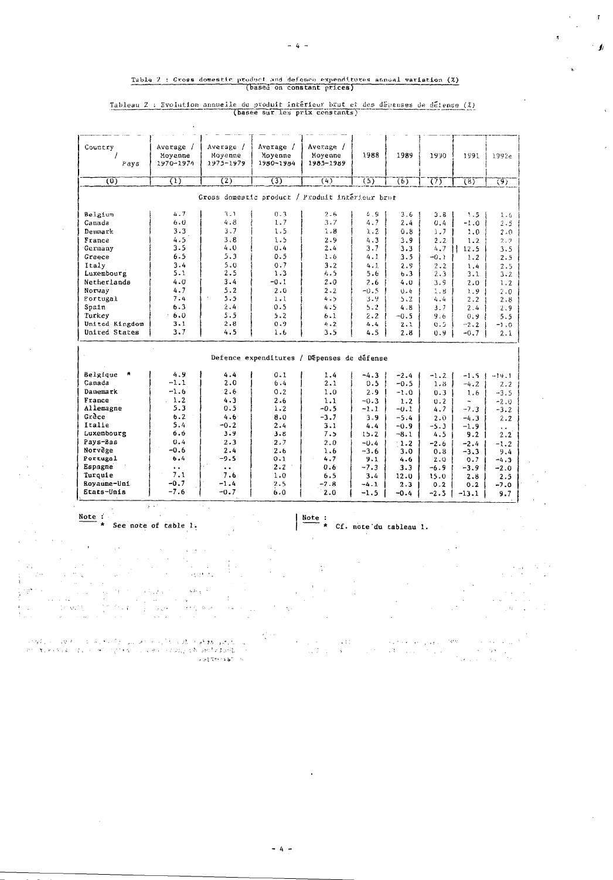Table 2 : Gross domestic product and defence expenditures annual variation (%)
(based on constant prices)

Tableau 2 : Evolution annuelle du produit intérieur brut et des dépenses de défense (%)
(basée sur les prix constants)

| Country / Pays | Average / Moyenne 1970-1974 | Average / Moyenne 1975-1979 | Average / Moyenne 1980-1984 | Average / Moyenne 1985-1989 | 1988 | 1989 | 1990 | 1991 | 1992e |
|---|---|---|---|---|---|---|---|---|---|
| (0) | (1) | (2) | (3) | (4) | (5) | (6) | (7) | (8) | (9) |
| Gross domestic product / Produit intérieur brut | | | | | | | | | |
| Belgium | 4.7 | 3.1 | 0.3 | 2.6 | 4.9 | 3.6 | 3.8 | 1.5 | 1.6 |
| Canada | 6.0 | 4.8 | 1.7 | 3.7 | 4.7 | 2.4 | 0.4 | -1.0 | 2.5 |
| Denmark | 3.3 | 3.7 | 1.5 | 1.8 | 1.2 | 0.8 | 1.7 | 1.0 | 2.0 |
| France | 4.5 | 3.8 | 1.5 | 2.9 | 4.3 | 3.9 | 2.2 | 1.2 | 2.2 |
| Germany | 3.5 | 4.0 | 0.4 | 2.4 | 3.7 | 3.3 | 4.7 | 12.5 | 3.5 |
| Greece | 6.5 | 5.3 | 0.5 | 1.6 | 4.1 | 3.5 | -0.1 | 1.2 | 2.5 |
| Italy | 3.4 | 5.0 | 0.7 | 3.2 | 4.1 | 2.9 | 2.2 | 1.4 | 2.5 |
| Luxembourg | 5.1 | 2.5 | 1.3 | 4.5 | 5.6 | 6.3 | 2.3 | 3.1 | 3.2 |
| Netherlands | 4.0 | 3.4 | -0.1 | 2.0 | 2.6 | 4.0 | 3.9 | 2.0 | 1.2 |
| Norway | 4.7 | 5.2 | 2.0 | 2.2 | -0.5 | 0.4 | 1.8 | 1.9 | 2.0 |
| Portugal | 7.4 | 5.5 | 1.1 | 4.5 | 3.9 | 5.2 | 4.4 | 2.2 | 2.8 |
| Spain | 6.3 | 2.4 | 0.5 | 4.5 | 5.2 | 4.8 | 3.7 | 2.4 | 2.9 |
| Turkey | 6.0 | 5.5 | 5.2 | 6.1 | 2.2 | -0.5 | 9.6 | 0.9 | 5.5 |
| United Kingdom | 3.1 | 2.8 | 0.9 | 4.2 | 4.4 | 2.1 | 0.5 | -2.2 | -1.0 |
| United States | 3.7 | 4.5 | 1.6 | 3.5 | 4.5 | 2.8 | 0.9 | -0.7 | 2.1 |
| Defence expenditures / Dépenses de défense | | | | | | | | | |
| Belgique * | 4.9 | 4.4 | 0.1 | 1.4 | -4.3 | -2.4 | -1.2 | -1.5 | -19.1 |
| Canada | -1.1 | 2.0 | 6.4 | 2.1 | 0.5 | -0.5 | 1.8 | -4.2 | 2.2 |
| Danemark | -1.6 | 2.6 | 0.2 | 1.0 | 2.9 | -1.0 | 0.3 | 1.6 | -3.5 |
| France | 1.2 | 4.3 | 2.6 | 1.1 | -0.3 | 1.2 | 0.2 | - | -2.0 |
| Allemagne | 5.3 | 0.5 | 1.2 | -0.5 | -1.1 | -0.1 | 4.7 | -7.3 | -3.2 |
| Grèce | 6.2 | 4.6 | 8.0 | -3.7 | 3.9 | -5.4 | 2.0 | -4.3 | 2.2 |
| Italie | 5.4 | -0.2 | 2.4 | 3.1 | 4.4 | -0.9 | -5.3 | -1.9 | .. |
| Luxembourg | 6.6 | 3.9 | 3.8 | 7.5 | 15.2 | -8.1 | 4.5 | 9.2 | 2.2 |
| Pays-Bas | 0.4 | 2.3 | 2.7 | 2.0 | -0.4 | 1.2 | -2.6 | -2.4 | -1.2 |
| Norvège | -0.6 | 2.4 | 2.6 | 1.6 | -3.6 | 3.0 | 0.8 | -3.3 | 9.4 |
| Portugal | 6.4 | -9.5 | 0.1 | 4.7 | 9.1 | 4.6 | 2.0 | 0.7 | -4.3 |
| Espagne | .. | .. | 2.2 | 0.6 | -7.3 | 3.3 | -6.9 | -3.9 | -2.0 |
| Turquie | 7.1 | 7.6 | 1.0 | 6.5 | 3.4 | 12.0 | 15.0 | 2.8 | 2.5 |
| Royaume-Uni | -0.7 | -1.4 | 2.5 | -7.8 | -4.1 | 2.3 | 0.2 | 0.2 | -7.0 |
| Etats-Unis | -7.6 | -0.7 | 6.0 | 2.0 | -1.5 | -0.4 | -2.5 | -13.1 | 9.7 |

Note :
* See note of table 1.

Note :
* Cf. note du tableau 1.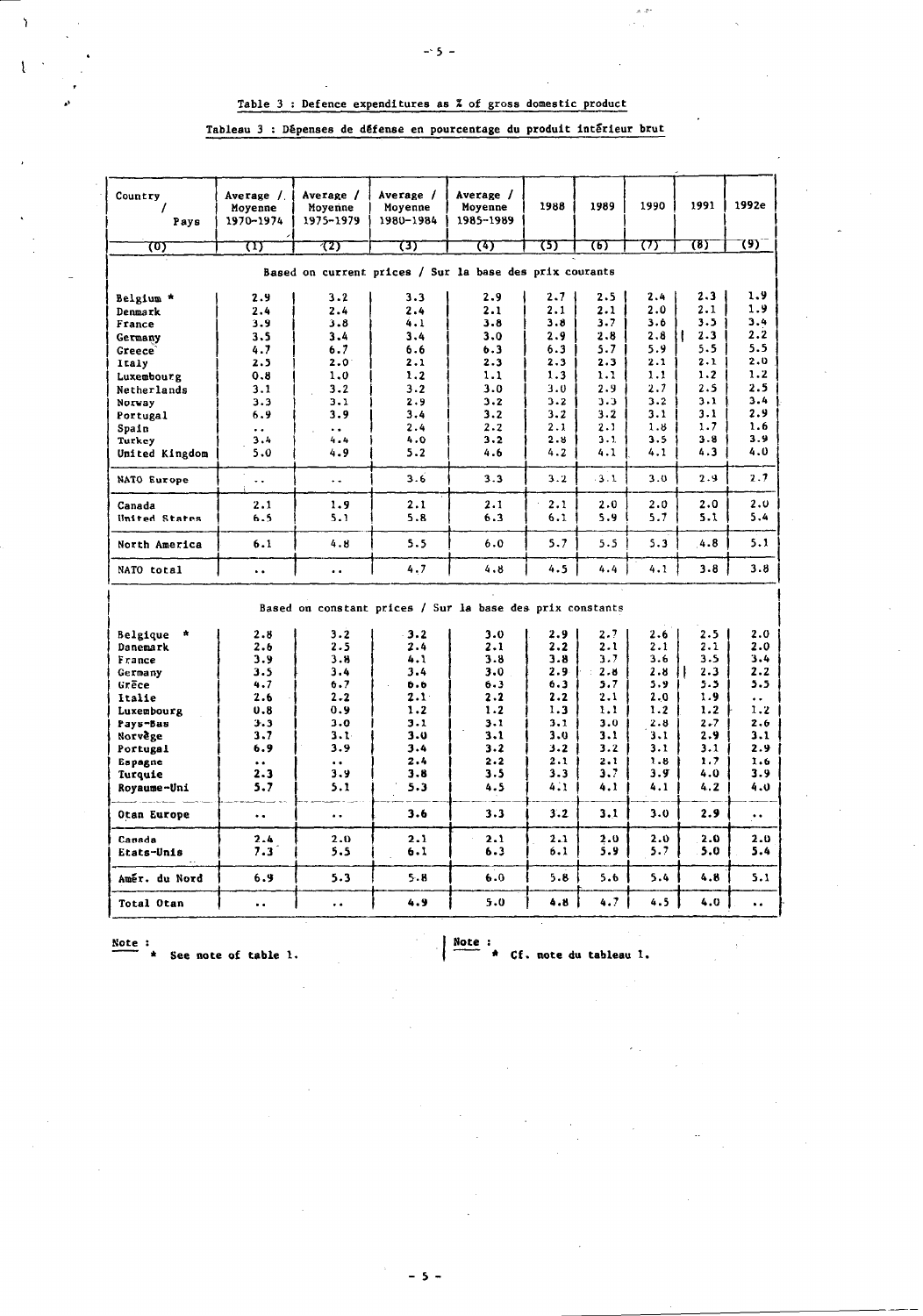Table 3 : Defence expenditures as % of gross domestic product

Tableau 3 : Dépenses de défense en pourcentage du produit intérieur brut

| Country / Pays | Average / Moyenne 1970-1974 | Average / Moyenne 1975-1979 | Average / Moyenne 1980-1984 | Average / Moyenne 1985-1989 | 1988 | 1989 | 1990 | 1991 | 1992e |
|---|---|---|---|---|---|---|---|---|---|
| (0) | (1) | (2) | (3) | (4) | (5) | (6) | (7) | (8) | (9) |
| Based on current prices / Sur la base des prix courants | | | | | | | | | |
| Belgium * | 2.9 | 3.2 | 3.3 | 2.9 | 2.7 | 2.5 | 2.4 | 2.3 | 1.9 |
| Denmark | 2.4 | 2.4 | 2.4 | 2.1 | 2.1 | 2.1 | 2.0 | 2.1 | 1.9 |
| France | 3.9 | 3.8 | 4.1 | 3.8 | 3.8 | 3.7 | 3.6 | 3.5 | 3.4 |
| Germany | 3.5 | 3.4 | 3.4 | 3.0 | 2.9 | 2.8 | 2.8 | 2.3 | 2.2 |
| Greece | 4.7 | 6.7 | 6.6 | 6.3 | 6.3 | 5.7 | 5.9 | 5.5 | 5.5 |
| Italy | 2.5 | 2.0 | 2.1 | 2.3 | 2.3 | 2.3 | 2.1 | 2.1 | 2.0 |
| Luxembourg | 0.8 | 1.0 | 1.2 | 1.1 | 1.3 | 1.1 | 1.1 | 1.2 | 1.2 |
| Netherlands | 3.1 | 3.2 | 3.2 | 3.0 | 3.0 | 2.9 | 2.7 | 2.5 | 2.5 |
| Norway | 3.3 | 3.1 | 2.9 | 3.2 | 3.2 | 3.3 | 3.2 | 3.1 | 3.4 |
| Portugal | 6.9 | 3.9 | 3.4 | 3.2 | 3.2 | 3.2 | 3.1 | 3.1 | 2.9 |
| Spain | .. | .. | 2.4 | 2.2 | 2.1 | 2.1 | 1.8 | 1.7 | 1.6 |
| Turkey | 3.4 | 4.4 | 4.0 | 3.2 | 2.8 | 3.1 | 3.5 | 3.8 | 3.9 |
| United Kingdom | 5.0 | 4.9 | 5.2 | 4.6 | 4.2 | 4.1 | 4.1 | 4.3 | 4.0 |
| NATO Europe | .. | .. | 3.6 | 3.3 | 3.2 | 3.1 | 3.0 | 2.9 | 2.7 |
| Canada | 2.1 | 1.9 | 2.1 | 2.1 | 2.1 | 2.0 | 2.0 | 2.0 | 2.0 |
| United States | 6.5 | 5.1 | 5.8 | 6.3 | 6.1 | 5.9 | 5.7 | 5.1 | 5.4 |
| North America | 6.1 | 4.8 | 5.5 | 6.0 | 5.7 | 5.5 | 5.3 | 4.8 | 5.1 |
| NATO total | .. | .. | 4.7 | 4.8 | 4.5 | 4.4 | 4.1 | 3.8 | 3.8 |
| Based on constant prices / Sur la base des prix constants | | | | | | | | | |
| Belgique * | 2.8 | 3.2 | 3.2 | 3.0 | 2.9 | 2.7 | 2.6 | 2.5 | 2.0 |
| Danemark | 2.6 | 2.5 | 2.4 | 2.1 | 2.2 | 2.1 | 2.1 | 2.1 | 2.0 |
| France | 3.9 | 3.8 | 4.1 | 3.8 | 3.8 | 3.7 | 3.6 | 3.5 | 3.4 |
| Germany | 3.5 | 3.4 | 3.4 | 3.0 | 2.9 | 2.8 | 2.8 | 2.3 | 2.2 |
| Grèce | 4.7 | 6.7 | 6.6 | 6.3 | 6.3 | 5.7 | 5.9 | 5.5 | 5.5 |
| Italie | 2.6 | 2.2 | 2.1 | 2.2 | 2.2 | 2.1 | 2.0 | 1.9 | .. |
| Luxembourg | 0.8 | 0.9 | 1.2 | 1.2 | 1.3 | 1.1 | 1.2 | 1.2 | 1.2 |
| Pays-Bas | 3.3 | 3.0 | 3.1 | 3.1 | 3.1 | 3.0 | 2.8 | 2.7 | 2.6 |
| Norvège | 3.7 | 3.1 | 3.0 | 3.1 | 3.0 | 3.1 | 3.1 | 2.9 | 3.1 |
| Portugal | 6.9 | 3.9 | 3.4 | 3.2 | 3.2 | 3.2 | 3.1 | 3.1 | 2.9 |
| Espagne | .. | .. | 2.4 | 2.2 | 2.1 | 2.1 | 1.8 | 1.7 | 1.6 |
| Turquie | 2.3 | 3.9 | 3.8 | 3.5 | 3.3 | 3.7 | 3.9 | 4.0 | 3.9 |
| Royaume-Uni | 5.7 | 5.1 | 5.3 | 4.5 | 4.1 | 4.1 | 4.1 | 4.2 | 4.0 |
| Otan Europe | .. | .. | 3.6 | 3.3 | 3.2 | 3.1 | 3.0 | 2.9 | .. |
| Canada | 2.4 | 2.0 | 2.1 | 2.1 | 2.1 | 2.0 | 2.0 | 2.0 | 2.0 |
| Etats-Unis | 7.3 | 5.5 | 6.1 | 6.3 | 6.1 | 5.9 | 5.7 | 5.0 | 5.4 |
| Amér. du Nord | 6.9 | 5.3 | 5.8 | 6.0 | 5.8 | 5.6 | 5.4 | 4.8 | 5.1 |
| Total Otan | .. | .. | 4.9 | 5.0 | 4.8 | 4.7 | 4.5 | 4.0 | .. |

Note :
\* See note of table 1.

Note :
\* Cf. note du tableau 1.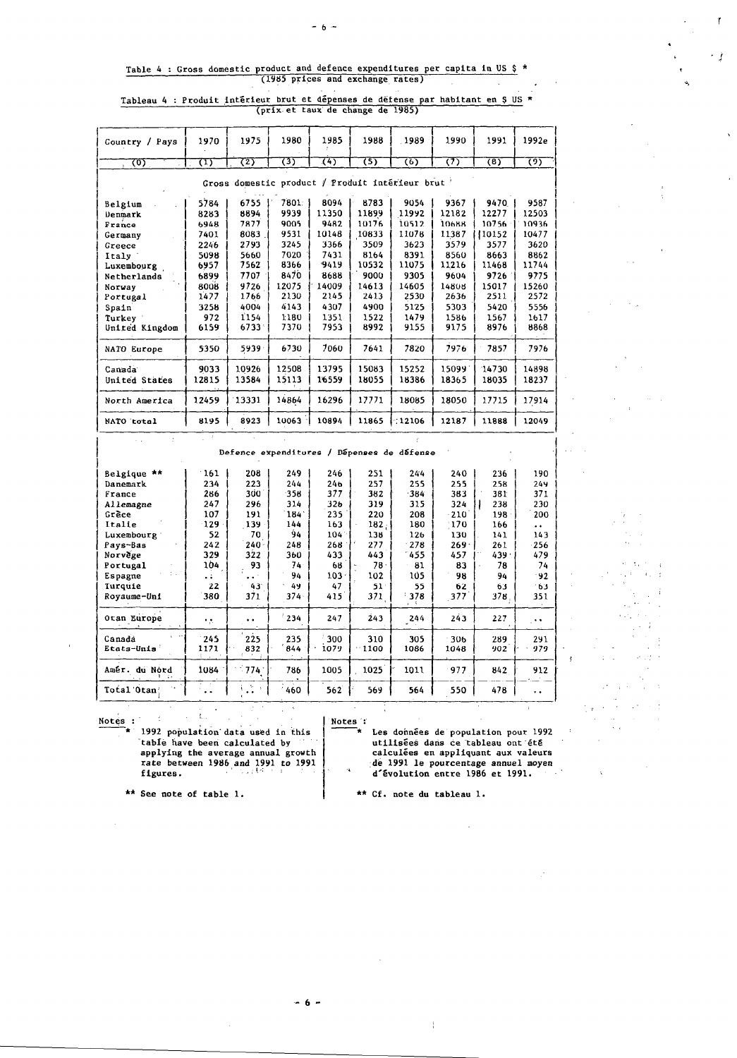Table 4 : Gross domestic product and defence expenditures per capita in US $ *
(1985 prices and exchange rates)

Tableau 4 : Produit intérieur brut et dépenses de défense par habitant en $ US *
(prix et taux de change de 1985)

| Country / Pays | 1970 | 1975 | 1980 | 1985 | 1988 | 1989 | 1990 | 1991 | 1992e |
|---|---|---|---|---|---|---|---|---|---|
| (0) | (1) | (2) | (3) | (4) | (5) | (6) | (7) | (8) | (9) |
| Gross domestic product / Produit intérieur brut | | | | | | | | | |
| Belgium | 5784 | 6755 | 7801 | 8094 | 8783 | 9054 | 9367 | 9470 | 9587 |
| Denmark | 8283 | 8894 | 9939 | 11350 | 11899 | 11992 | 12182 | 12277 | 12503 |
| France | 6948 | 7877 | 9005 | 9482 | 10176 | 10512 | 10688 | 10756 | 10936 |
| Germany | 7401 | 8083 | 9531 | 10148 | 10833 | 11078 | 11387 | 10152 | 10477 |
| Greece | 2246 | 2793 | 3245 | 3366 | 3509 | 3623 | 3579 | 3577 | 3620 |
| Italy | 5098 | 5660 | 7020 | 7431 | 8164 | 8391 | 8560 | 8663 | 8862 |
| Luxembourg | 6957 | 7562 | 8366 | 9419 | 10532 | 11075 | 11216 | 11468 | 11744 |
| Netherlands | 6899 | 7707 | 8470 | 8688 | 9000 | 9305 | 9604 | 9726 | 9775 |
| Norway | 8008 | 9726 | 12075 | 14009 | 14613 | 14605 | 14808 | 15017 | 15260 |
| Portugal | 1477 | 1766 | 2130 | 2145 | 2413 | 2530 | 2636 | 2511 | 2572 |
| Spain | 3258 | 4004 | 4143 | 4307 | 4900 | 5125 | 5303 | 5420 | 5556 |
| Turkey | 972 | 1154 | 1180 | 1351 | 1522 | 1479 | 1586 | 1567 | 1617 |
| United Kingdom | 6159 | 6733 | 7370 | 7953 | 8992 | 9155 | 9175 | 8976 | 8868 |
| NATO Europe | 5350 | 5939 | 6730 | 7060 | 7641 | 7820 | 7976 | 7857 | 7976 |
| Canada | 9033 | 10926 | 12508 | 13795 | 15083 | 15252 | 15099 | 14730 | 14898 |
| United States | 12815 | 13584 | 15113 | 16559 | 18055 | 18386 | 18365 | 18035 | 18237 |
| North America | 12459 | 13331 | 14864 | 16296 | 17771 | 18085 | 18050 | 17715 | 17914 |
| NATO total | 8195 | 8923 | 10063 | 10894 | 11865 | 12106 | 12187 | 11888 | 12049 |
| Defence expenditures / Dépenses de défense | | | | | | | | | |
| Belgique ** | 161 | 208 | 249 | 246 | 251 | 244 | 240 | 236 | 190 |
| Danemark | 234 | 223 | 244 | 246 | 257 | 255 | 255 | 258 | 249 |
| France | 286 | 300 | 358 | 377 | 382 | 384 | 383 | 381 | 371 |
| Allemagne | 247 | 296 | 314 | 326 | 319 | 315 | 324 | 238 | 230 |
| Grèce | 107 | 191 | 184 | 235 | 220 | 208 | 210 | 198 | 200 |
| Italie | 129 | 139 | 144 | 163 | 182 | 180 | 170 | 166 | .. |
| Luxembourg | 52 | 70 | 94 | 104 | 138 | 126 | 130 | 141 | 143 |
| Pays-Bas | 242 | 240 | 248 | 268 | 277 | 278 | 269 | 261 | 256 |
| Norvège | 329 | 322 | 360 | 433 | 443 | 455 | 457 | 439 | 479 |
| Portugal | 104 | 93 | 74 | 68 | 78 | 81 | 83 | 78 | 74 |
| Espagne | .. | .. | 94 | 103 | 102 | 105 | 98 | 94 | 92 |
| Turquie | 22 | 43 | 49 | 47 | 51 | 55 | 62 | 63 | 63 |
| Royaume-Uni | 380 | 371 | 374 | 415 | 371 | 378 | 377 | 378 | 351 |
| Otan Europe | .. | .. | 234 | 247 | 243 | 244 | 243 | 227 | .. |
| Canada | 245 | 225 | 235 | 300 | 310 | 305 | 306 | 289 | 291 |
| Etats-Unis | 1171 | 832 | 844 | 1079 | 1100 | 1086 | 1048 | 902 | 979 |
| Amér. du Nord | 1084 | 774 | 786 | 1005 | 1025 | 1011 | 977 | 842 | 912 |
| Total Otan | .. | .. | 460 | 562 | 569 | 564 | 550 | 478 | .. |

Notes :

\* 1992 population data used in this table have been calculated by applying the average annual growth rate between 1986 and 1991 to 1991 figures.

** See note of table 1.

Notes :

\* Les données de population pour 1992 utilisées dans ce tableau ont été calculées en appliquant aux valeurs de 1991 le pourcentage annuel moyen d'évolution entre 1986 et 1991.

** Cf. note du tableau 1.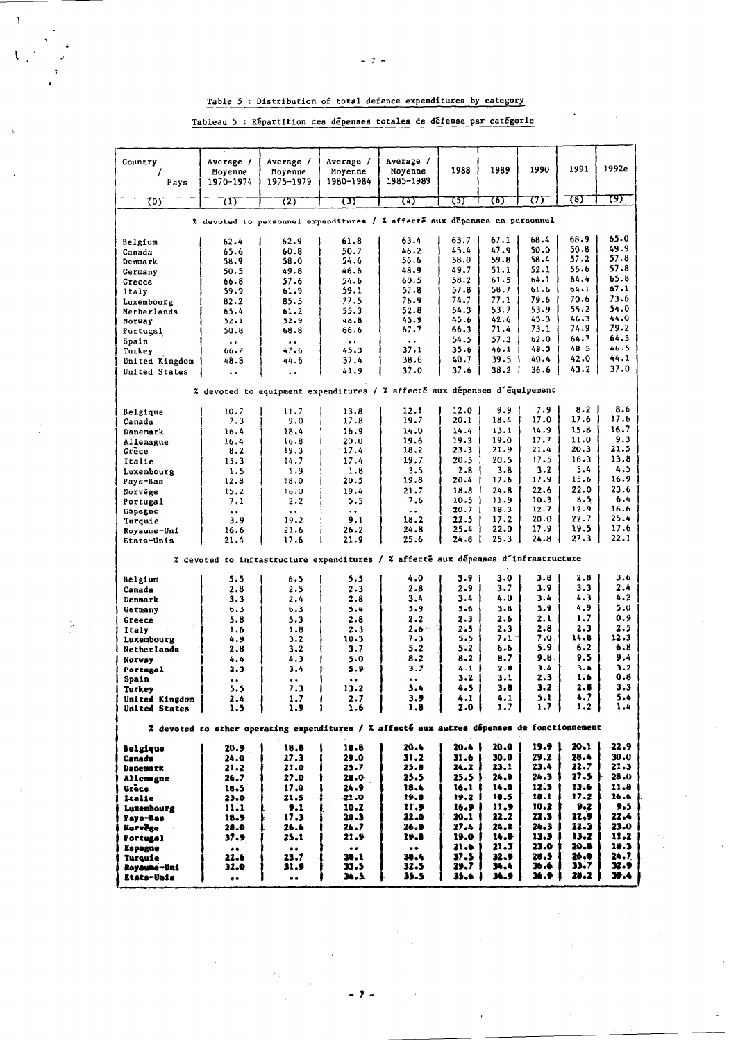Table 5 : Distribution of total defence expenditures by category

Tableau 5 : Répartition des dépenses totales de défense par catégorie

| Country / Pays | Average / Moyenne 1970-1974 | Average / Moyenne 1975-1979 | Average / Moyenne 1980-1984 | Average / Moyenne 1985-1989 | 1988 | 1989 | 1990 | 1991 | 1992e |
|---|---|---|---|---|---|---|---|---|---|
| (0) | (1) | (2) | (3) | (4) | (5) | (6) | (7) | (8) | (9) |
| **% devoted to personnel expenditures / % affecté aux dépenses en personnel** | | | | | | | | | |
| Belgium | 62.4 | 62.9 | 61.8 | 63.4 | 63.7 | 67.1 | 68.4 | 68.9 | 65.0 |
| Canada | 65.6 | 60.8 | 50.7 | 46.2 | 45.4 | 47.9 | 50.0 | 50.8 | 49.9 |
| Denmark | 58.9 | 58.0 | 54.6 | 56.6 | 58.0 | 59.8 | 58.4 | 57.2 | 57.8 |
| Germany | 50.5 | 49.8 | 46.6 | 48.9 | 49.7 | 51.1 | 52.1 | 56.6 | 57.8 |
| Greece | 66.8 | 57.6 | 54.6 | 60.5 | 58.2 | 61.5 | 64.1 | 64.4 | 65.8 |
| Italy | 59.9 | 61.9 | 59.1 | 57.8 | 57.8 | 58.7 | 61.6 | 64.1 | 67.1 |
| Luxembourg | 82.2 | 85.5 | 77.5 | 76.9 | 74.7 | 77.1 | 79.6 | 70.6 | 73.6 |
| Netherlands | 65.4 | 61.2 | 55.3 | 52.8 | 54.3 | 53.7 | 53.9 | 55.2 | 54.0 |
| Norway | 52.1 | 52.9 | 48.8 | 43.9 | 45.6 | 42.6 | 43.3 | 46.3 | 44.0 |
| Portugal | 50.8 | 68.8 | 66.6 | 67.7 | 66.3 | 71.4 | 73.1 | 74.9 | 79.2 |
| Spain | .. | .. | .. | .. | 54.5 | 57.3 | 62.0 | 64.7 | 64.3 |
| Turkey | 66.7 | 47.6 | 45.3 | 37.1 | 35.6 | 46.1 | 48.3 | 48.5 | 46.5 |
| United Kingdom | 48.8 | 44.6 | 37.4 | 38.6 | 40.7 | 39.5 | 40.4 | 42.0 | 44.1 |
| United States | .. | .. | 41.9 | 37.0 | 37.6 | 38.2 | 36.6 | 43.2 | 37.0 |
| **% devoted to equipment expenditures / % affecté aux dépenses d'équipement** | | | | | | | | | |
| Belgique | 10.7 | 11.7 | 13.8 | 12.1 | 12.0 | 9.9 | 7.9 | 8.2 | 8.6 |
| Canada | 7.3 | 9.0 | 17.8 | 19.7 | 20.1 | 18.4 | 17.0 | 17.6 | 17.6 |
| Danemark | 16.4 | 18.4 | 16.9 | 14.0 | 14.4 | 13.1 | 14.9 | 15.8 | 16.7 |
| Allemagne | 16.4 | 16.8 | 20.0 | 19.6 | 19.3 | 19.0 | 17.7 | 11.0 | 9.3 |
| Grèce | 8.2 | 19.3 | 17.4 | 18.2 | 23.3 | 21.9 | 21.4 | 20.3 | 21.5 |
| Italie | 15.3 | 14.7 | 17.4 | 19.7 | 20.5 | 20.5 | 17.5 | 16.3 | 13.8 |
| Luxembourg | 1.5 | 1.9 | 1.8 | 3.5 | 2.8 | 3.8 | 3.2 | 5.4 | 4.5 |
| Pays-Bas | 12.8 | 18.0 | 20.5 | 19.8 | 20.4 | 17.6 | 17.9 | 15.6 | 16.9 |
| Norvège | 15.2 | 16.0 | 19.4 | 21.7 | 18.8 | 24.8 | 22.6 | 22.0 | 23.6 |
| Portugal | 7.1 | 2.2 | 5.5 | 7.6 | 10.5 | 11.9 | 10.3 | 8.5 | 6.4 |
| Espagne | .. | .. | .. | .. | 20.7 | 18.3 | 12.7 | 12.9 | 16.6 |
| Turquie | 3.9 | 19.2 | 9.1 | 18.2 | 22.5 | 17.2 | 20.0 | 22.7 | 25.4 |
| Royaume-Uni | 16.6 | 21.6 | 26.2 | 24.8 | 25.4 | 22.0 | 17.9 | 19.5 | 17.6 |
| Etats-Unis | 21.4 | 17.6 | 21.9 | 25.6 | 24.8 | 25.3 | 24.8 | 27.3 | 22.1 |
| **% devoted to infrastructure expenditures / % affecté aux dépenses d'infrastructure** | | | | | | | | | |
| Belgium | 5.5 | 6.5 | 5.5 | 4.0 | 3.9 | 3.0 | 3.8 | 2.8 | 3.6 |
| Canada | 2.8 | 2.5 | 2.3 | 2.8 | 2.9 | 3.7 | 3.9 | 3.3 | 2.4 |
| Denmark | 3.3 | 2.4 | 2.8 | 3.4 | 3.4 | 4.0 | 3.4 | 4.3 | 4.2 |
| Germany | 6.3 | 6.3 | 5.4 | 5.9 | 5.6 | 5.8 | 5.9 | 4.9 | 5.0 |
| Greece | 5.8 | 5.3 | 2.8 | 2.2 | 2.3 | 2.6 | 2.1 | 1.7 | 0.9 |
| Italy | 1.6 | 1.8 | 2.3 | 2.6 | 2.5 | 2.3 | 2.8 | 2.3 | 2.5 |
| Luxembourg | 4.9 | 3.2 | 10.3 | 7.3 | 5.5 | 7.1 | 7.0 | 14.8 | 12.3 |
| Netherlands | 2.8 | 3.2 | 3.7 | 5.2 | 5.2 | 6.6 | 5.9 | 6.2 | 6.8 |
| Norway | 4.4 | 4.3 | 5.0 | 8.2 | 8.2 | 8.7 | 9.8 | 9.5 | 9.4 |
| Portugal | 2.3 | 3.4 | 5.9 | 3.7 | 4.1 | 2.8 | 3.4 | 3.4 | 3.2 |
| Spain | .. | .. | .. | .. | 3.2 | 3.1 | 2.3 | 1.6 | 0.8 |
| Turkey | 5.5 | 7.3 | 13.2 | 5.4 | 4.5 | 3.8 | 3.2 | 2.8 | 3.3 |
| United Kingdom | 2.4 | 1.7 | 2.7 | 3.9 | 4.1 | 4.1 | 5.1 | 4.7 | 5.4 |
| United States | 1.5 | 1.9 | 1.6 | 1.8 | 2.0 | 1.7 | 1.7 | 1.2 | 1.4 |
| **% devoted to other operating expenditures / % affecté aux autres dépenses de fonctionnement** | | | | | | | | | |
| Belgique | 20.9 | 18.8 | 18.8 | 20.4 | 20.4 | 20.0 | 19.9 | 20.1 | 22.9 |
| Canada | 24.0 | 27.3 | 29.0 | 31.2 | 31.6 | 30.0 | 29.2 | 28.4 | 30.0 |
| Danemark | 21.2 | 21.0 | 25.7 | 25.8 | 24.2 | 23.1 | 23.4 | 22.7 | 21.3 |
| Allemagne | 26.7 | 27.0 | 28.0 | 25.5 | 25.5 | 24.0 | 24.3 | 27.5 | 28.0 |
| Grèce | 18.5 | 17.0 | 24.9 | 18.4 | 16.1 | 14.0 | 12.3 | 13.6 | 11.8 |
| Italie | 23.0 | 21.5 | 21.0 | 19.8 | 19.2 | 18.5 | 18.1 | 17.2 | 16.6 |
| Luxembourg | 11.1 | 9.1 | 10.2 | 11.9 | 16.9 | 11.9 | 10.2 | 9.2 | 9.5 |
| Pays-Bas | 18.9 | 17.3 | 20.3 | 22.0 | 20.1 | 22.2 | 22.3 | 22.9 | 22.4 |
| Norvège | 28.0 | 26.6 | 26.7 | 26.0 | 27.4 | 24.0 | 24.3 | 22.3 | 23.0 |
| Portugal | 37.9 | 25.1 | 21.9 | 19.8 | 19.0 | 14.0 | 13.3 | 13.2 | 11.2 |
| Espagne | .. | .. | .. | .. | 21.6 | 21.3 | 23.0 | 20.8 | 18.3 |
| Turquie | 22.6 | 23.7 | 30.1 | 38.4 | 37.5 | 32.9 | 28.5 | 26.0 | 24.7 |
| Royaume-Uni | 32.0 | 31.9 | 33.5 | 32.5 | 29.7 | 34.4 | 36.6 | 33.7 | 32.9 |
| Etats-Unis | .. | .. | 34.5 | 35.5 | 35.6 | 34.9 | 36.9 | 28.2 | 39.4 |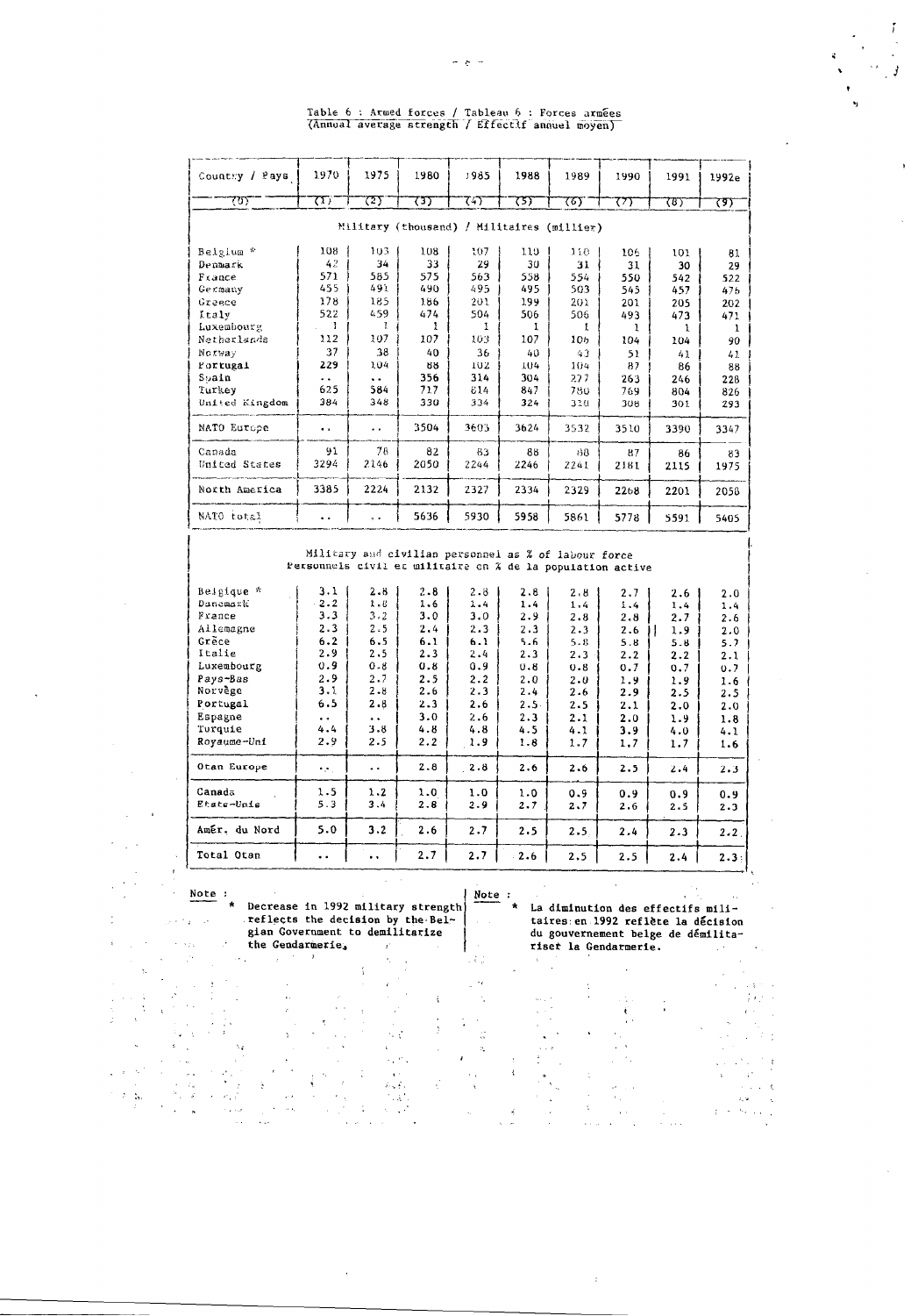Table 6 : Armed forces / Tableau 6 : Forces armées
(Annual average strength / Effectif annuel moyen)

| Country / Pays | 1970 | 1975 | 1980 | 1985 | 1988 | 1989 | 1990 | 1991 | 1992e |
|---|---|---|---|---|---|---|---|---|---|
| (0) | (1) | (2) | (3) | (4) | (5) | (6) | (7) | (8) | (9) |
| Military (thousand) / Militaires (millier) | | | | | | | | | |
| Belgium * | 108 | 103 | 108 | 107 | 110 | 110 | 106 | 101 | 81 |
| Denmark | 42 | 34 | 33 | 29 | 30 | 31 | 31 | 30 | 29 |
| France | 571 | 585 | 575 | 563 | 558 | 554 | 550 | 542 | 522 |
| Germany | 455 | 491 | 490 | 495 | 495 | 503 | 545 | 457 | 476 |
| Greece | 178 | 185 | 186 | 201 | 199 | 201 | 201 | 205 | 202 |
| Italy | 522 | 459 | 474 | 504 | 506 | 506 | 493 | 473 | 471 |
| Luxembourg | 1 | 1 | 1 | 1 | 1 | 1 | 1 | 1 | 1 |
| Netherlands | 112 | 107 | 107 | 103 | 107 | 106 | 104 | 104 | 90 |
| Norway | 37 | 38 | 40 | 36 | 40 | 43 | 51 | 41 | 41 |
| Portugal | 229 | 104 | 88 | 102 | 104 | 104 | 87 | 86 | 88 |
| Spain | .. | .. | 356 | 314 | 304 | 277 | 263 | 246 | 228 |
| Turkey | 625 | 584 | 717 | 814 | 847 | 780 | 769 | 804 | 826 |
| United Kingdom | 384 | 348 | 330 | 334 | 324 | 318 | 308 | 301 | 293 |
| NATO Europe | .. | .. | 3504 | 3603 | 3624 | 3532 | 3510 | 3390 | 3347 |
| Canada | 91 | 78 | 82 | 83 | 88 | 88 | 87 | 86 | 83 |
| United States | 3294 | 2146 | 2050 | 2244 | 2246 | 2241 | 2181 | 2115 | 1975 |
| North America | 3385 | 2224 | 2132 | 2327 | 2334 | 2329 | 2268 | 2201 | 2058 |
| NATO total | .. | .. | 5636 | 5930 | 5958 | 5861 | 5778 | 5591 | 5405 |
| Military and civilian personnel as % of labour force / Personnels civil et militaire en % de la population active | | | | | | | | | |
| Belgique * | 3.1 | 2.8 | 2.8 | 2.8 | 2.8 | 2.8 | 2.7 | 2.6 | 2.0 |
| Danemark | 2.2 | 1.8 | 1.6 | 1.4 | 1.4 | 1.4 | 1.4 | 1.4 | 1.4 |
| France | 3.3 | 3.2 | 3.0 | 3.0 | 2.9 | 2.8 | 2.8 | 2.7 | 2.6 |
| Allemagne | 2.3 | 2.5 | 2.4 | 2.3 | 2.3 | 2.3 | 2.6 | 1.9 | 2.0 |
| Grèce | 6.2 | 6.5 | 6.1 | 6.1 | 5.6 | 5.8 | 5.8 | 5.8 | 5.7 |
| Italie | 2.9 | 2.5 | 2.3 | 2.4 | 2.3 | 2.3 | 2.2 | 2.2 | 2.1 |
| Luxembourg | 0.9 | 0.8 | 0.8 | 0.9 | 0.8 | 0.8 | 0.7 | 0.7 | 0.7 |
| Pays-Bas | 2.9 | 2.7 | 2.5 | 2.2 | 2.0 | 2.0 | 1.9 | 1.9 | 1.6 |
| Norvège | 3.1 | 2.8 | 2.6 | 2.3 | 2.4 | 2.6 | 2.9 | 2.5 | 2.5 |
| Portugal | 6.5 | 2.8 | 2.3 | 2.6 | 2.5 | 2.5 | 2.1 | 2.0 | 2.0 |
| Espagne | .. | .. | 3.0 | 2.6 | 2.3 | 2.1 | 2.0 | 1.9 | 1.8 |
| Turquie | 4.4 | 3.8 | 4.8 | 4.8 | 4.5 | 4.1 | 3.9 | 4.0 | 4.1 |
| Royaume-Uni | 2.9 | 2.5 | 2.2 | 1.9 | 1.8 | 1.7 | 1.7 | 1.7 | 1.6 |
| Otan Europe | .. | .. | 2.8 | 2.8 | 2.6 | 2.6 | 2.5 | 2.4 | 2.3 |
| Canada | 1.5 | 1.2 | 1.0 | 1.0 | 1.0 | 0.9 | 0.9 | 0.9 | 0.9 |
| Etats-Unis | 5.3 | 3.4 | 2.8 | 2.9 | 2.7 | 2.7 | 2.6 | 2.5 | 2.3 |
| Amér. du Nord | 5.0 | 3.2 | 2.6 | 2.7 | 2.5 | 2.5 | 2.4 | 2.3 | 2.2 |
| Total Otan | .. | .. | 2.7 | 2.7 | 2.6 | 2.5 | 2.5 | 2.4 | 2.3 |

Note :
* Decrease in 1992 military strength reflects the decision by the Belgian Government to demilitarize the Gendarmerie.

Note :
* La diminution des effectifs militaires en 1992 reflète la décision du gouvernement belge de démilitariser la Gendarmerie.